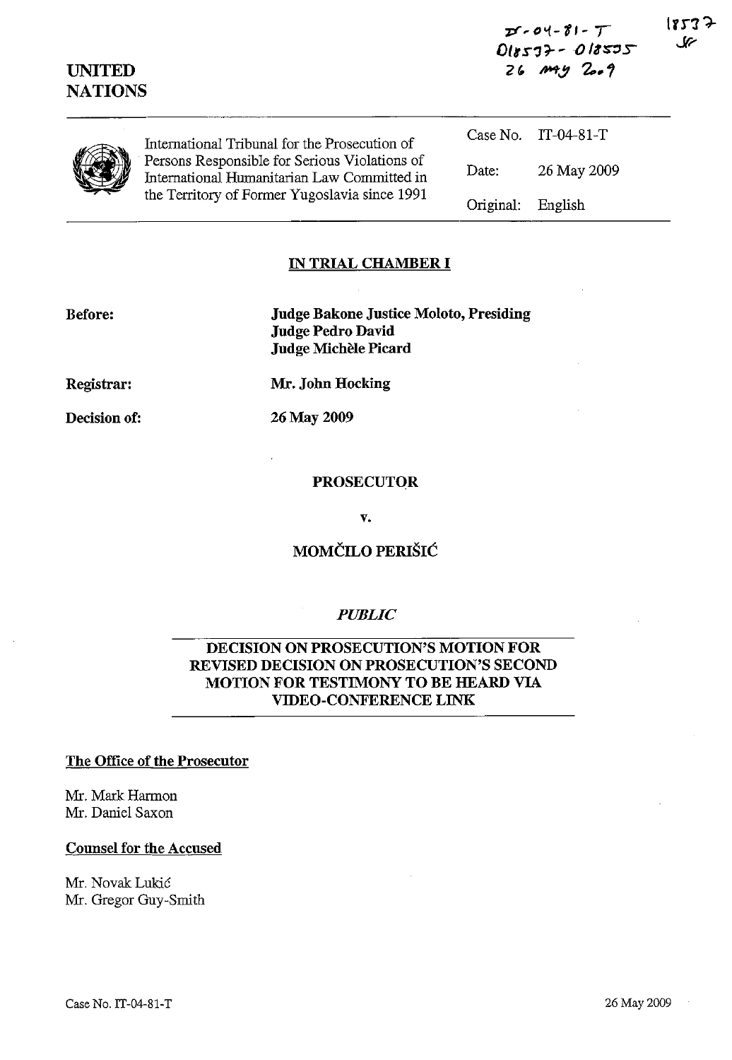IT-04-81-T
D18537 - D18535
26 May 2009

18537
JF

**UNITED NATIONS**

| International Tribunal for the Prosecution of Persons Responsible for Serious Violations of International Humanitarian Law Committed in the Territory of Former Yugoslavia since 1991 | Case No. | IT-04-81-T |
|---|---|---|
| | Date: | 26 May 2009 |
| | Original: | English |

**IN TRIAL CHAMBER I**

**Before:** **Judge Bakone Justice Moloto, Presiding**
**Judge Pedro David**
**Judge Michèle Picard**

**Registrar:** **Mr. John Hocking**

**Decision of:** **26 May 2009**

**PROSECUTOR**

**v.**

**MOMČILO PERIŠIĆ**

*PUBLIC*

**DECISION ON PROSECUTION'S MOTION FOR REVISED DECISION ON PROSECUTION'S SECOND MOTION FOR TESTIMONY TO BE HEARD VIA VIDEO-CONFERENCE LINK**

**The Office of the Prosecutor**

Mr. Mark Harmon
Mr. Daniel Saxon

**Counsel for the Accused**

Mr. Novak Lukić
Mr. Gregor Guy-Smith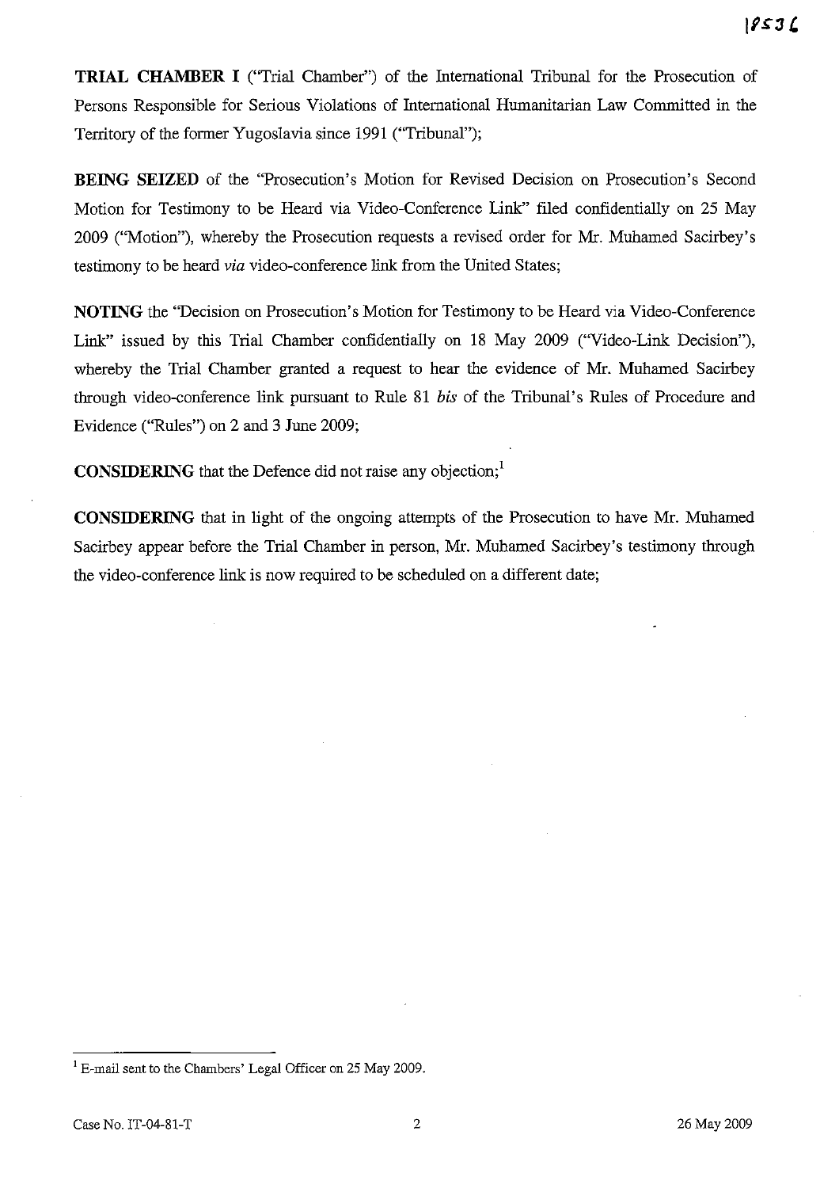**TRIAL CHAMBER I** ("Trial Chamber") of the International Tribunal for the Prosecution of Persons Responsible for Serious Violations of International Humanitarian Law Committed in the Territory of the former Yugoslavia since 1991 ("Tribunal");

**BEING SEIZED** of the "Prosecution's Motion for Revised Decision on Prosecution's Second Motion for Testimony to be Heard via Video-Conference Link" filed confidentially on 25 May 2009 ("Motion"), whereby the Prosecution requests a revised order for Mr. Muhamed Sacirbey's testimony to be heard *via* video-conference link from the United States;

**NOTING** the "Decision on Prosecution's Motion for Testimony to be Heard via Video-Conference Link" issued by this Trial Chamber confidentially on 18 May 2009 ("Video-Link Decision"), whereby the Trial Chamber granted a request to hear the evidence of Mr. Muhamed Sacirbey through video-conference link pursuant to Rule 81 *bis* of the Tribunal's Rules of Procedure and Evidence ("Rules") on 2 and 3 June 2009;

**CONSIDERING** that the Defence did not raise any objection;[1]

**CONSIDERING** that in light of the ongoing attempts of the Prosecution to have Mr. Muhamed Sacirbey appear before the Trial Chamber in person, Mr. Muhamed Sacirbey's testimony through the video-conference link is now required to be scheduled on a different date;

---

[1] E-mail sent to the Chambers' Legal Officer on 25 May 2009.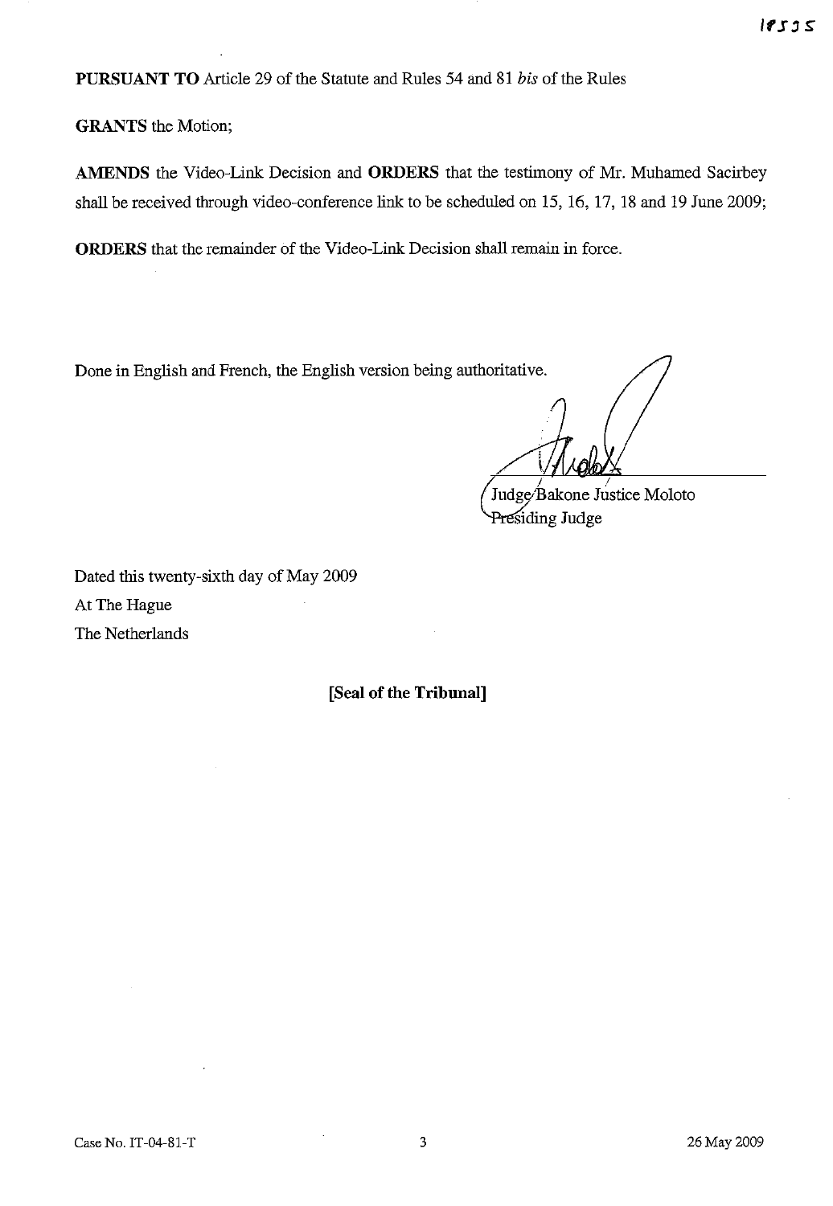**PURSUANT TO** Article 29 of the Statute and Rules 54 and 81 *bis* of the Rules

**GRANTS** the Motion;

**AMENDS** the Video-Link Decision and **ORDERS** that the testimony of Mr. Muhamed Sacirbey shall be received through video-conference link to be scheduled on 15, 16, 17, 18 and 19 June 2009;

**ORDERS** that the remainder of the Video-Link Decision shall remain in force.

Done in English and French, the English version being authoritative.

Judge Bakone Justice Moloto
Presiding Judge

Dated this twenty-sixth day of May 2009
At The Hague
The Netherlands

**[Seal of the Tribunal]**